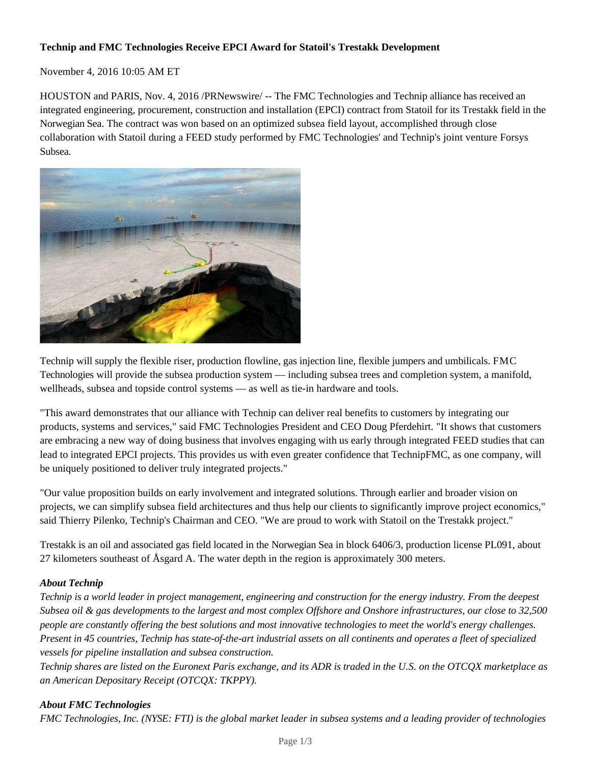**Technip and FMC Technologies Receive EPCI Award for Statoil's Trestakk Development**

November 4, 2016 10:05 AM ET

HOUSTON and PARIS, Nov. 4, 2016 /PRNewswire/ -- The FMC Technologies and Technip alliance has received an integrated engineering, procurement, construction and installation (EPCI) contract from Statoil for its Trestakk field in the Norwegian Sea. The contract was won based on an optimized subsea field layout, accomplished through close collaboration with Statoil during a FEED study performed by FMC Technologies' and Technip's joint venture Forsys Subsea.

Technip will supply the flexible riser, production flowline, gas injection line, flexible jumpers and umbilicals. FMC Technologies will provide the subsea production system — including subsea trees and completion system, a manifold, wellheads, subsea and topside control systems — as well as tie-in hardware and tools.

"This award demonstrates that our alliance with Technip can deliver real benefits to customers by integrating our products, systems and services," said FMC Technologies President and CEO Doug Pferdehirt. "It shows that customers are embracing a new way of doing business that involves engaging with us early through integrated FEED studies that can lead to integrated EPCI projects. This provides us with even greater confidence that TechnipFMC, as one company, will be uniquely positioned to deliver truly integrated projects."

"Our value proposition builds on early involvement and integrated solutions. Through earlier and broader vision on projects, we can simplify subsea field architectures and thus help our clients to significantly improve project economics," said Thierry Pilenko, Technip's Chairman and CEO. "We are proud to work with Statoil on the Trestakk project."

Trestakk is an oil and associated gas field located in the Norwegian Sea in block 6406/3, production license PL091, about 27 kilometers southeast of Åsgard A. The water depth in the region is approximately 300 meters.

***About Technip***

*Technip is a world leader in project management, engineering and construction for the energy industry. From the deepest Subsea oil & gas developments to the largest and most complex Offshore and Onshore infrastructures, our close to 32,500 people are constantly offering the best solutions and most innovative technologies to meet the world's energy challenges. Present in 45 countries, Technip has state-of-the-art industrial assets on all continents and operates a fleet of specialized vessels for pipeline installation and subsea construction.*

*Technip shares are listed on the Euronext Paris exchange, and its ADR is traded in the U.S. on the OTCQX marketplace as an American Depositary Receipt (OTCQX: TKPPY).*

***About FMC Technologies***

*FMC Technologies, Inc. (NYSE: FTI) is the global market leader in subsea systems and a leading provider of technologies*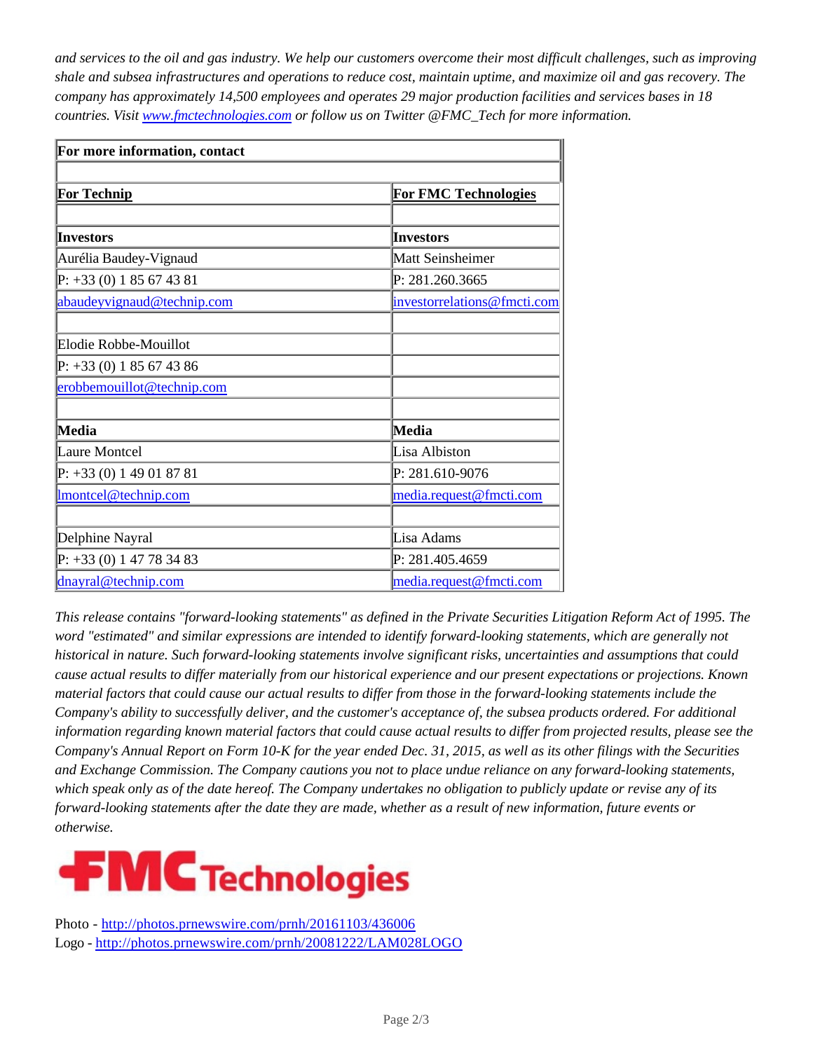*and services to the oil and gas industry. We help our customers overcome their most difficult challenges, such as improving shale and subsea infrastructures and operations to reduce cost, maintain uptime, and maximize oil and gas recovery. The company has approximately 14,500 employees and operates 29 major production facilities and services bases in 18 countries. Visit [www.fmctechnologies.com](http://www.fmctechnologies.com) or follow us on Twitter @FMC_Tech for more information.*

| **For more information, contact** | |
|---|---|
| | |
| **For Technip** | **For FMC Technologies** |
| | |
| **Investors** | **Investors** |
| Aurélia Baudey-Vignaud | Matt Seinsheimer |
| P: +33 (0) 1 85 67 43 81 | P: 281.260.3665 |
| abaudeyvignaud@technip.com | investorrelations@fmcti.com |
| | |
| Elodie Robbe-Mouillot | |
| P: +33 (0) 1 85 67 43 86 | |
| erobbemouillot@technip.com | |
| | |
| **Media** | **Media** |
| Laure Montcel | Lisa Albiston |
| P: +33 (0) 1 49 01 87 81 | P: 281.610-9076 |
| lmontcel@technip.com | media.request@fmcti.com |
| | |
| Delphine Nayral | Lisa Adams |
| P: +33 (0) 1 47 78 34 83 | P: 281.405.4659 |
| dnayral@technip.com | media.request@fmcti.com |

*This release contains "forward-looking statements" as defined in the Private Securities Litigation Reform Act of 1995. The word "estimated" and similar expressions are intended to identify forward-looking statements, which are generally not historical in nature. Such forward-looking statements involve significant risks, uncertainties and assumptions that could cause actual results to differ materially from our historical experience and our present expectations or projections. Known material factors that could cause our actual results to differ from those in the forward-looking statements include the Company's ability to successfully deliver, and the customer's acceptance of, the subsea products ordered. For additional information regarding known material factors that could cause actual results to differ from projected results, please see the Company's Annual Report on Form 10-K for the year ended Dec. 31, 2015, as well as its other filings with the Securities and Exchange Commission. The Company cautions you not to place undue reliance on any forward-looking statements, which speak only as of the date hereof. The Company undertakes no obligation to publicly update or revise any of its forward-looking statements after the date they are made, whether as a result of new information, future events or otherwise.*

FMC Technologies

Photo - [http://photos.prnewswire.com/prnh/20161103/436006](http://photos.prnewswire.com/prnh/20161103/436006)
Logo - [http://photos.prnewswire.com/prnh/20081222/LAM028LOGO](http://photos.prnewswire.com/prnh/20081222/LAM028LOGO)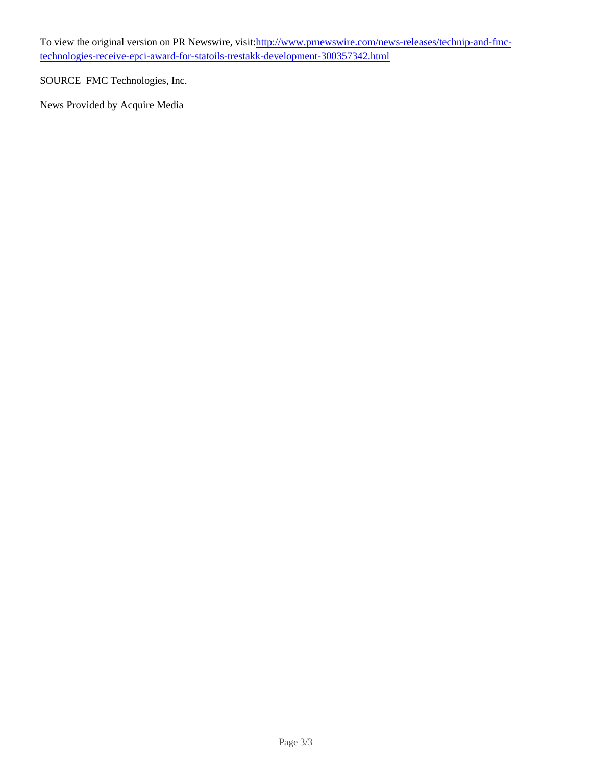To view the original version on PR Newswire, visit:[http://www.prnewswire.com/news-releases/technip-and-fmc-technologies-receive-epci-award-for-statoils-trestakk-development-300357342.html](http://www.prnewswire.com/news-releases/technip-and-fmc-technologies-receive-epci-award-for-statoils-trestakk-development-300357342.html)

SOURCE FMC Technologies, Inc.

News Provided by Acquire Media